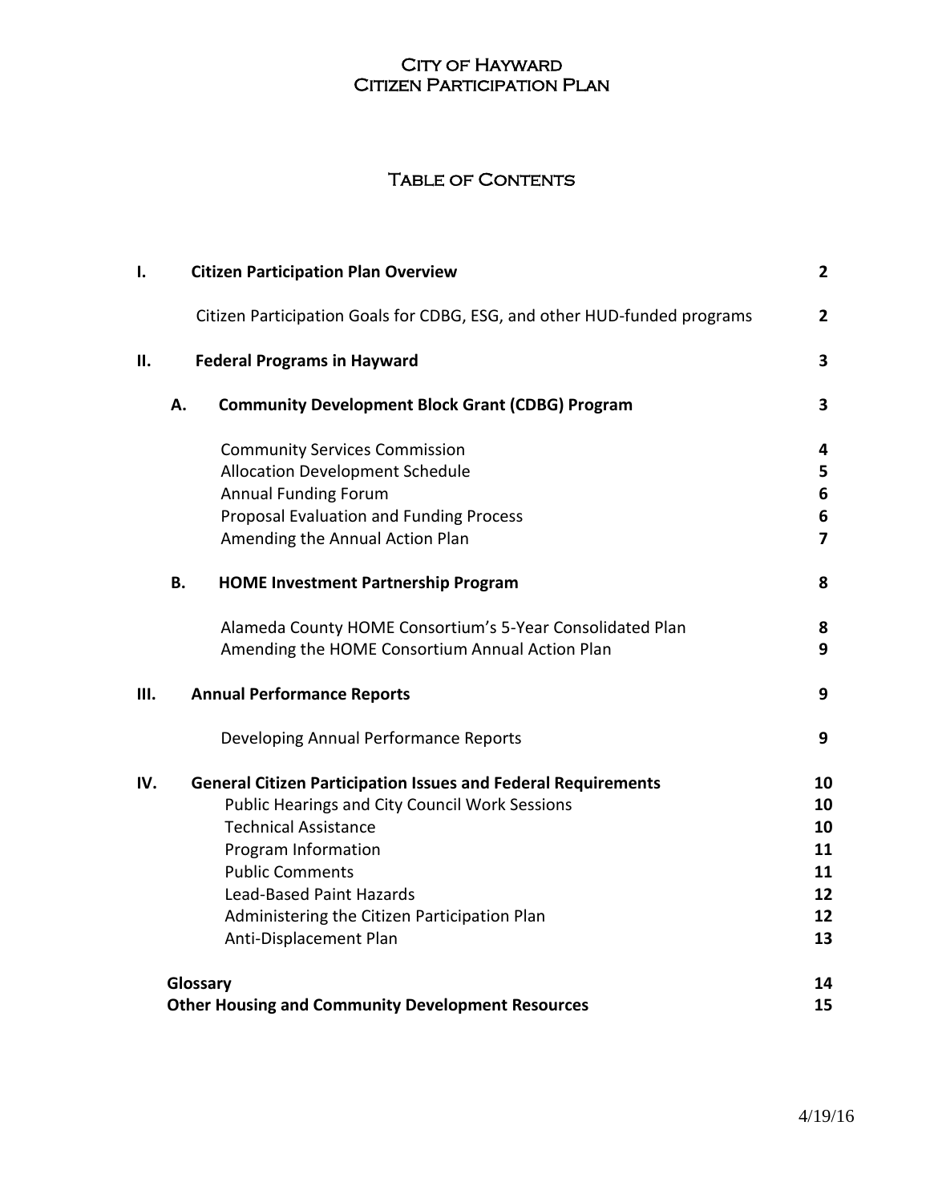# City of Hayward
# Citizen Participation Plan

## Table of Contents

| | | |
|---|---|---|
| **I.** | **Citizen Participation Plan Overview** | **2** |
| | Citizen Participation Goals for CDBG, ESG, and other HUD-funded programs | **2** |
| **II.** | **Federal Programs in Hayward** | **3** |
| **A.** | **Community Development Block Grant (CDBG) Program** | **3** |
| | Community Services Commission | **4** |
| | Allocation Development Schedule | **5** |
| | Annual Funding Forum | **6** |
| | Proposal Evaluation and Funding Process | **6** |
| | Amending the Annual Action Plan | **7** |
| **B.** | **HOME Investment Partnership Program** | **8** |
| | Alameda County HOME Consortium's 5-Year Consolidated Plan | **8** |
| | Amending the HOME Consortium Annual Action Plan | **9** |
| **III.** | **Annual Performance Reports** | **9** |
| | Developing Annual Performance Reports | **9** |
| **IV.** | **General Citizen Participation Issues and Federal Requirements** | **10** |
| | Public Hearings and City Council Work Sessions | **10** |
| | Technical Assistance | **10** |
| | Program Information | **11** |
| | Public Comments | **11** |
| | Lead-Based Paint Hazards | **12** |
| | Administering the Citizen Participation Plan | **12** |
| | Anti-Displacement Plan | **13** |
| | **Glossary** | **14** |
| | **Other Housing and Community Development Resources** | **15** |

4/19/16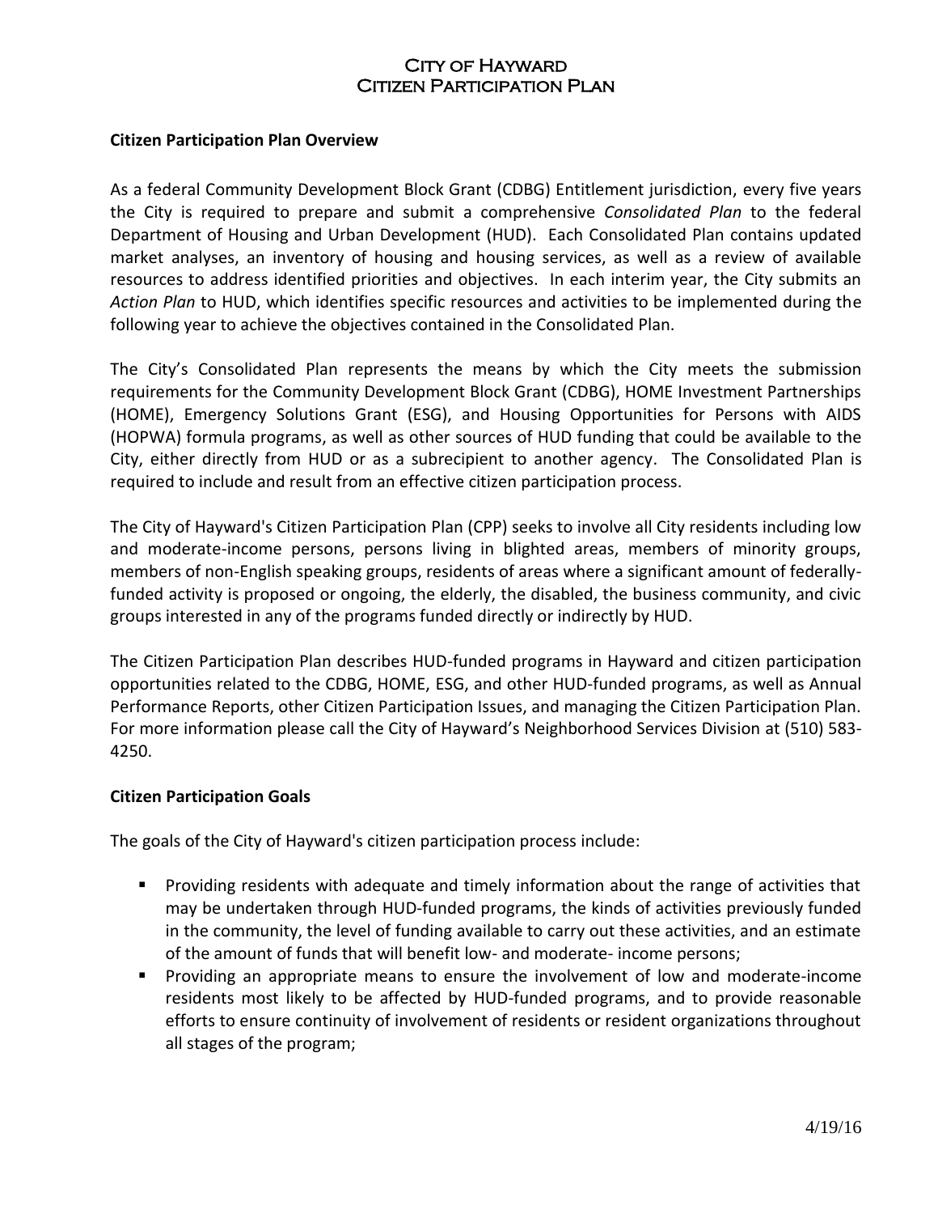# City of Hayward
# Citizen Participation Plan

**Citizen Participation Plan Overview**

As a federal Community Development Block Grant (CDBG) Entitlement jurisdiction, every five years the City is required to prepare and submit a comprehensive *Consolidated Plan* to the federal Department of Housing and Urban Development (HUD). Each Consolidated Plan contains updated market analyses, an inventory of housing and housing services, as well as a review of available resources to address identified priorities and objectives. In each interim year, the City submits an *Action Plan* to HUD, which identifies specific resources and activities to be implemented during the following year to achieve the objectives contained in the Consolidated Plan.

The City's Consolidated Plan represents the means by which the City meets the submission requirements for the Community Development Block Grant (CDBG), HOME Investment Partnerships (HOME), Emergency Solutions Grant (ESG), and Housing Opportunities for Persons with AIDS (HOPWA) formula programs, as well as other sources of HUD funding that could be available to the City, either directly from HUD or as a subrecipient to another agency. The Consolidated Plan is required to include and result from an effective citizen participation process.

The City of Hayward's Citizen Participation Plan (CPP) seeks to involve all City residents including low and moderate-income persons, persons living in blighted areas, members of minority groups, members of non-English speaking groups, residents of areas where a significant amount of federally-funded activity is proposed or ongoing, the elderly, the disabled, the business community, and civic groups interested in any of the programs funded directly or indirectly by HUD.

The Citizen Participation Plan describes HUD-funded programs in Hayward and citizen participation opportunities related to the CDBG, HOME, ESG, and other HUD-funded programs, as well as Annual Performance Reports, other Citizen Participation Issues, and managing the Citizen Participation Plan. For more information please call the City of Hayward's Neighborhood Services Division at (510) 583-4250.

**Citizen Participation Goals**

The goals of the City of Hayward's citizen participation process include:

- Providing residents with adequate and timely information about the range of activities that may be undertaken through HUD-funded programs, the kinds of activities previously funded in the community, the level of funding available to carry out these activities, and an estimate of the amount of funds that will benefit low- and moderate- income persons;
- Providing an appropriate means to ensure the involvement of low and moderate-income residents most likely to be affected by HUD-funded programs, and to provide reasonable efforts to ensure continuity of involvement of residents or resident organizations throughout all stages of the program;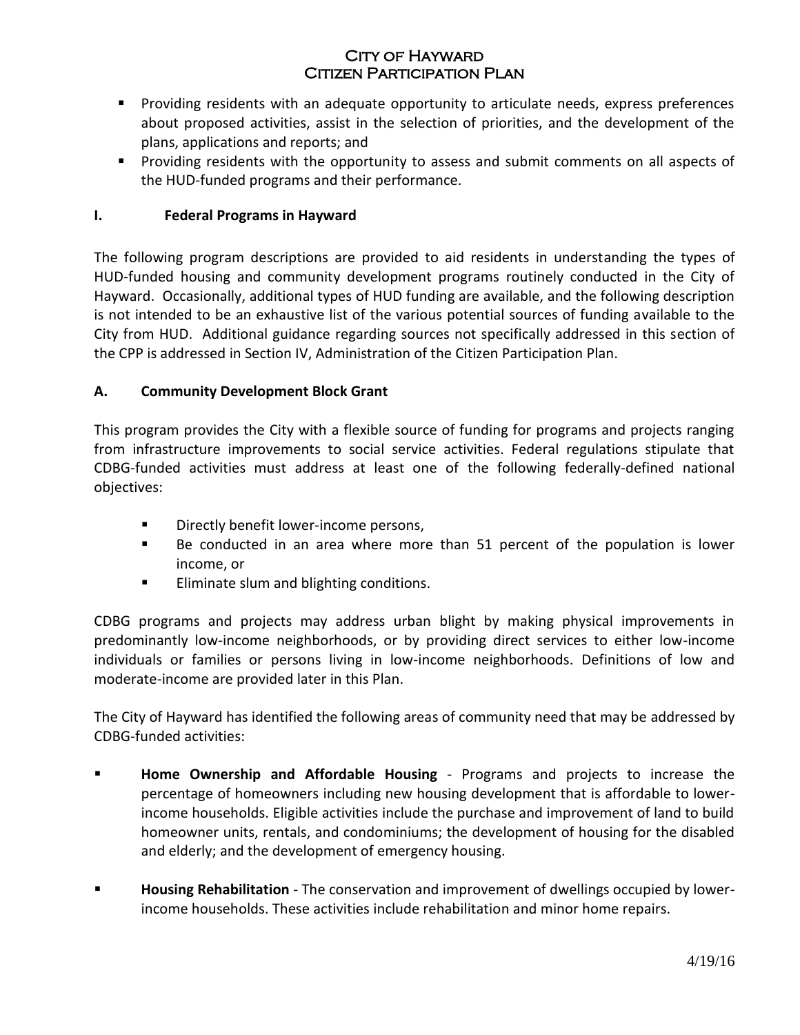- Providing residents with an adequate opportunity to articulate needs, express preferences about proposed activities, assist in the selection of priorities, and the development of the plans, applications and reports; and
- Providing residents with the opportunity to assess and submit comments on all aspects of the HUD-funded programs and their performance.

## I. Federal Programs in Hayward

The following program descriptions are provided to aid residents in understanding the types of HUD-funded housing and community development programs routinely conducted in the City of Hayward. Occasionally, additional types of HUD funding are available, and the following description is not intended to be an exhaustive list of the various potential sources of funding available to the City from HUD. Additional guidance regarding sources not specifically addressed in this section of the CPP is addressed in Section IV, Administration of the Citizen Participation Plan.

### A. Community Development Block Grant

This program provides the City with a flexible source of funding for programs and projects ranging from infrastructure improvements to social service activities. Federal regulations stipulate that CDBG-funded activities must address at least one of the following federally-defined national objectives:

- Directly benefit lower-income persons,
- Be conducted in an area where more than 51 percent of the population is lower income, or
- Eliminate slum and blighting conditions.

CDBG programs and projects may address urban blight by making physical improvements in predominantly low-income neighborhoods, or by providing direct services to either low-income individuals or families or persons living in low-income neighborhoods. Definitions of low and moderate-income are provided later in this Plan.

The City of Hayward has identified the following areas of community need that may be addressed by CDBG-funded activities:

- **Home Ownership and Affordable Housing** - Programs and projects to increase the percentage of homeowners including new housing development that is affordable to lower-income households. Eligible activities include the purchase and improvement of land to build homeowner units, rentals, and condominiums; the development of housing for the disabled and elderly; and the development of emergency housing.
- **Housing Rehabilitation** - The conservation and improvement of dwellings occupied by lower-income households. These activities include rehabilitation and minor home repairs.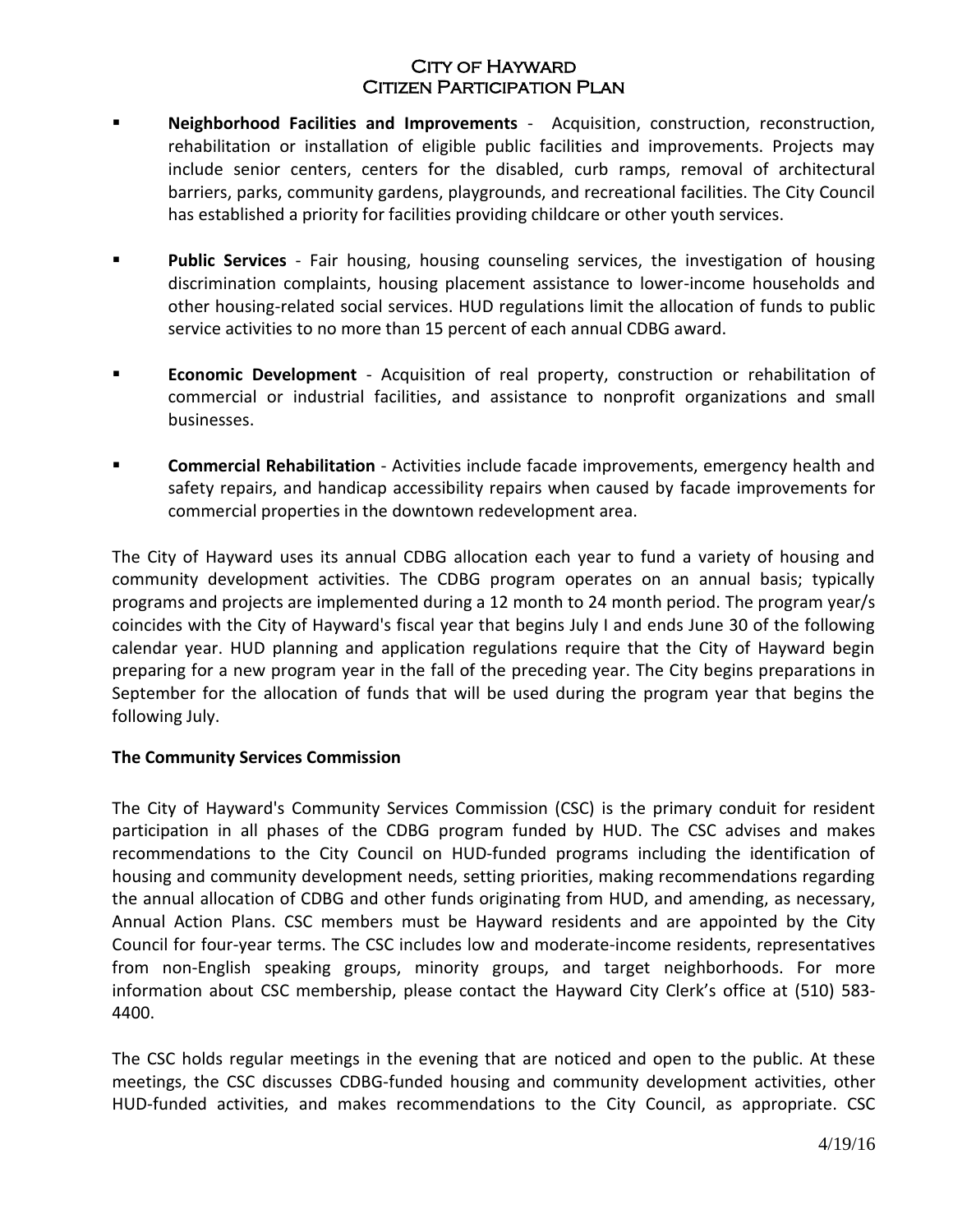- **Neighborhood Facilities and Improvements** - Acquisition, construction, reconstruction, rehabilitation or installation of eligible public facilities and improvements. Projects may include senior centers, centers for the disabled, curb ramps, removal of architectural barriers, parks, community gardens, playgrounds, and recreational facilities. The City Council has established a priority for facilities providing childcare or other youth services.

- **Public Services** - Fair housing, housing counseling services, the investigation of housing discrimination complaints, housing placement assistance to lower-income households and other housing-related social services. HUD regulations limit the allocation of funds to public service activities to no more than 15 percent of each annual CDBG award.

- **Economic Development** - Acquisition of real property, construction or rehabilitation of commercial or industrial facilities, and assistance to nonprofit organizations and small businesses.

- **Commercial Rehabilitation** - Activities include facade improvements, emergency health and safety repairs, and handicap accessibility repairs when caused by facade improvements for commercial properties in the downtown redevelopment area.

The City of Hayward uses its annual CDBG allocation each year to fund a variety of housing and community development activities. The CDBG program operates on an annual basis; typically programs and projects are implemented during a 12 month to 24 month period. The program year/s coincides with the City of Hayward's fiscal year that begins July I and ends June 30 of the following calendar year. HUD planning and application regulations require that the City of Hayward begin preparing for a new program year in the fall of the preceding year. The City begins preparations in September for the allocation of funds that will be used during the program year that begins the following July.

**The Community Services Commission**

The City of Hayward's Community Services Commission (CSC) is the primary conduit for resident participation in all phases of the CDBG program funded by HUD. The CSC advises and makes recommendations to the City Council on HUD-funded programs including the identification of housing and community development needs, setting priorities, making recommendations regarding the annual allocation of CDBG and other funds originating from HUD, and amending, as necessary, Annual Action Plans. CSC members must be Hayward residents and are appointed by the City Council for four-year terms. The CSC includes low and moderate-income residents, representatives from non-English speaking groups, minority groups, and target neighborhoods. For more information about CSC membership, please contact the Hayward City Clerk's office at (510) 583-4400.

The CSC holds regular meetings in the evening that are noticed and open to the public. At these meetings, the CSC discusses CDBG-funded housing and community development activities, other HUD-funded activities, and makes recommendations to the City Council, as appropriate. CSC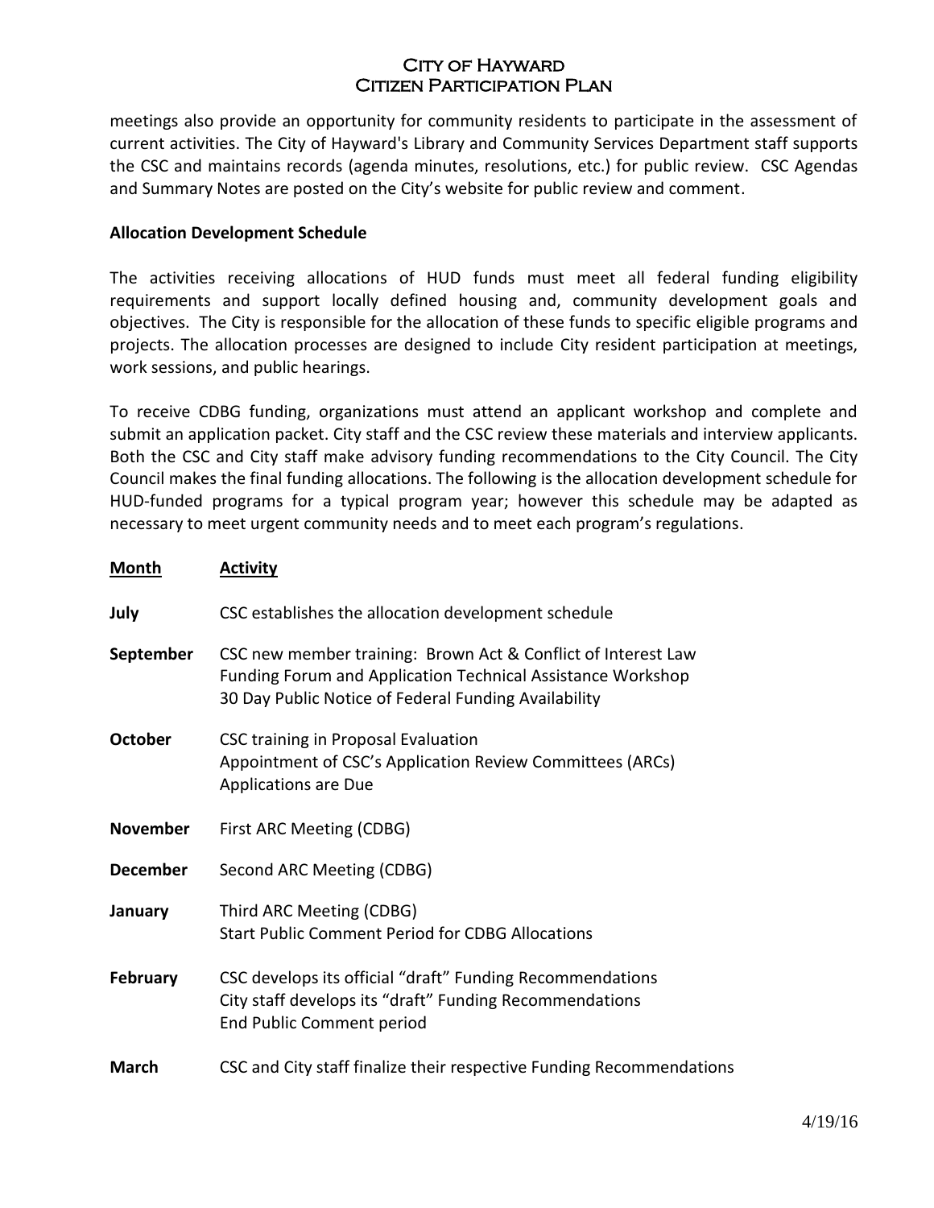meetings also provide an opportunity for community residents to participate in the assessment of current activities. The City of Hayward's Library and Community Services Department staff supports the CSC and maintains records (agenda minutes, resolutions, etc.) for public review. CSC Agendas and Summary Notes are posted on the City's website for public review and comment.

**Allocation Development Schedule**

The activities receiving allocations of HUD funds must meet all federal funding eligibility requirements and support locally defined housing and, community development goals and objectives. The City is responsible for the allocation of these funds to specific eligible programs and projects. The allocation processes are designed to include City resident participation at meetings, work sessions, and public hearings.

To receive CDBG funding, organizations must attend an applicant workshop and complete and submit an application packet. City staff and the CSC review these materials and interview applicants. Both the CSC and City staff make advisory funding recommendations to the City Council. The City Council makes the final funding allocations. The following is the allocation development schedule for HUD-funded programs for a typical program year; however this schedule may be adapted as necessary to meet urgent community needs and to meet each program's regulations.

| Month | Activity |
| --- | --- |
| **July** | CSC establishes the allocation development schedule |
| **September** | CSC new member training: Brown Act & Conflict of Interest Law<br>Funding Forum and Application Technical Assistance Workshop<br>30 Day Public Notice of Federal Funding Availability |
| **October** | CSC training in Proposal Evaluation<br>Appointment of CSC's Application Review Committees (ARCs)<br>Applications are Due |
| **November** | First ARC Meeting (CDBG) |
| **December** | Second ARC Meeting (CDBG) |
| **January** | Third ARC Meeting (CDBG)<br>Start Public Comment Period for CDBG Allocations |
| **February** | CSC develops its official "draft" Funding Recommendations<br>City staff develops its "draft" Funding Recommendations<br>End Public Comment period |
| **March** | CSC and City staff finalize their respective Funding Recommendations |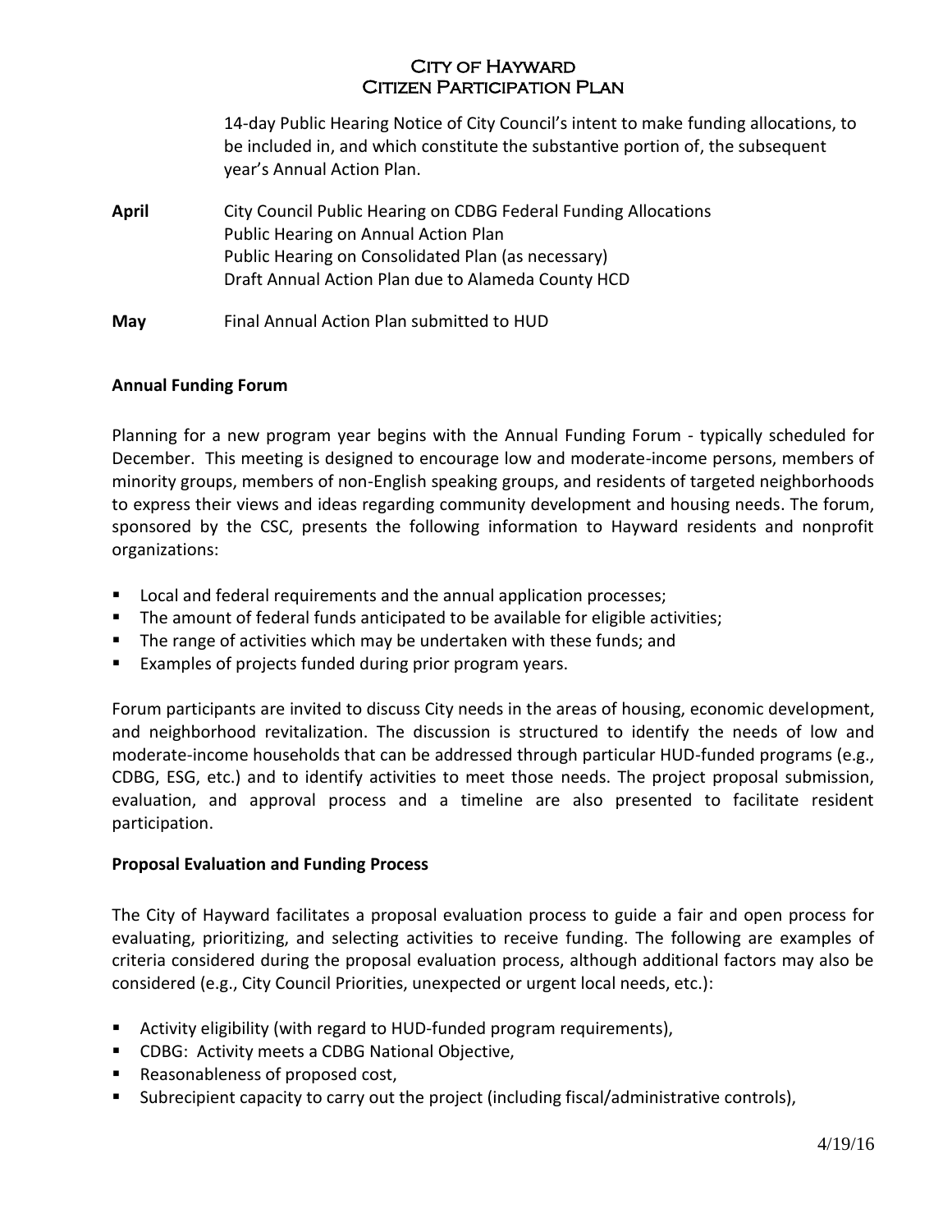14-day Public Hearing Notice of City Council's intent to make funding allocations, to be included in, and which constitute the substantive portion of, the subsequent year's Annual Action Plan.

**April** City Council Public Hearing on CDBG Federal Funding Allocations
Public Hearing on Annual Action Plan
Public Hearing on Consolidated Plan (as necessary)
Draft Annual Action Plan due to Alameda County HCD

**May** Final Annual Action Plan submitted to HUD

**Annual Funding Forum**

Planning for a new program year begins with the Annual Funding Forum - typically scheduled for December. This meeting is designed to encourage low and moderate-income persons, members of minority groups, members of non-English speaking groups, and residents of targeted neighborhoods to express their views and ideas regarding community development and housing needs. The forum, sponsored by the CSC, presents the following information to Hayward residents and nonprofit organizations:

- Local and federal requirements and the annual application processes;
- The amount of federal funds anticipated to be available for eligible activities;
- The range of activities which may be undertaken with these funds; and
- Examples of projects funded during prior program years.

Forum participants are invited to discuss City needs in the areas of housing, economic development, and neighborhood revitalization. The discussion is structured to identify the needs of low and moderate-income households that can be addressed through particular HUD-funded programs (e.g., CDBG, ESG, etc.) and to identify activities to meet those needs. The project proposal submission, evaluation, and approval process and a timeline are also presented to facilitate resident participation.

**Proposal Evaluation and Funding Process**

The City of Hayward facilitates a proposal evaluation process to guide a fair and open process for evaluating, prioritizing, and selecting activities to receive funding. The following are examples of criteria considered during the proposal evaluation process, although additional factors may also be considered (e.g., City Council Priorities, unexpected or urgent local needs, etc.):

- Activity eligibility (with regard to HUD-funded program requirements),
- CDBG: Activity meets a CDBG National Objective,
- Reasonableness of proposed cost,
- Subrecipient capacity to carry out the project (including fiscal/administrative controls),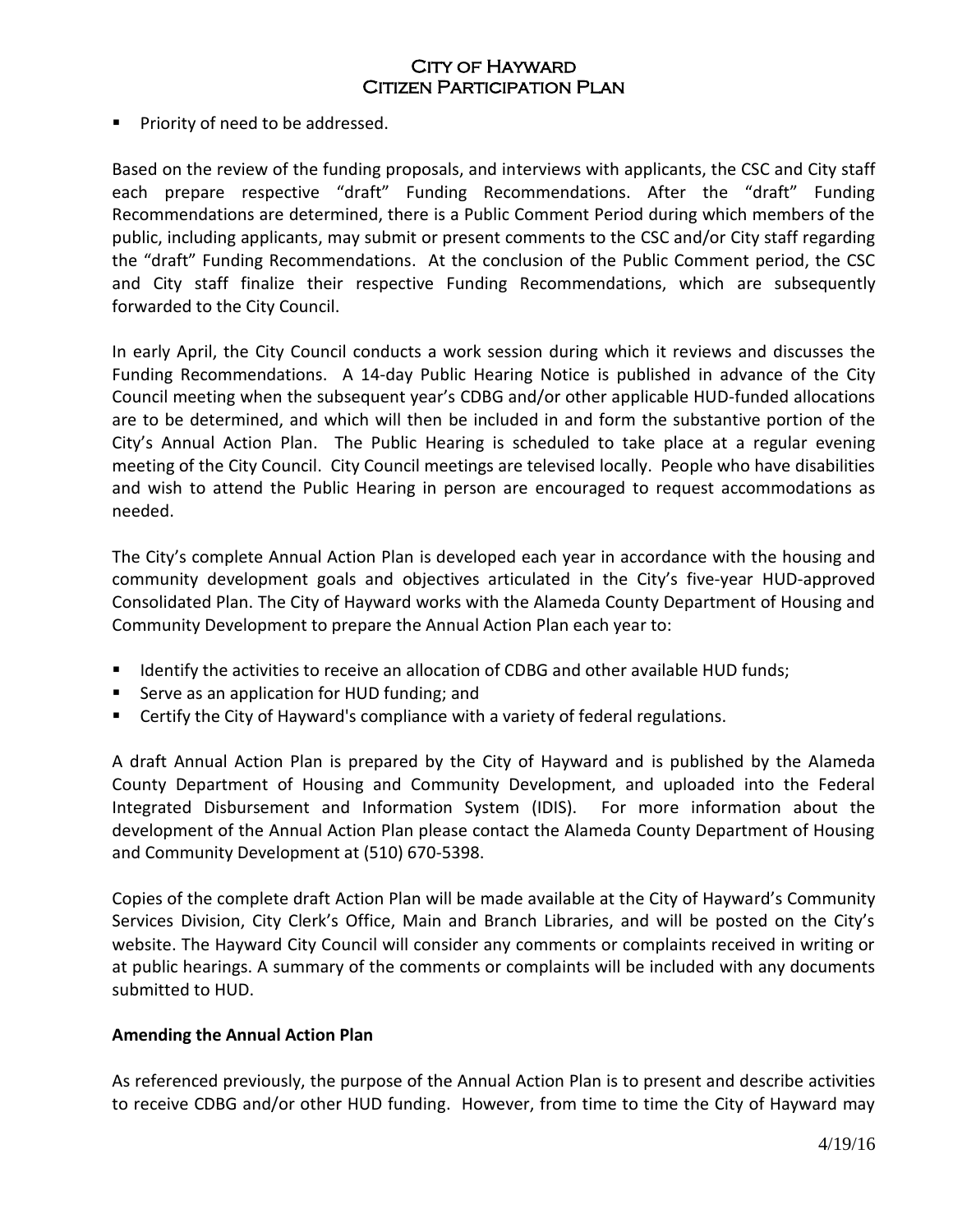- Priority of need to be addressed.

Based on the review of the funding proposals, and interviews with applicants, the CSC and City staff each prepare respective "draft" Funding Recommendations. After the "draft" Funding Recommendations are determined, there is a Public Comment Period during which members of the public, including applicants, may submit or present comments to the CSC and/or City staff regarding the "draft" Funding Recommendations. At the conclusion of the Public Comment period, the CSC and City staff finalize their respective Funding Recommendations, which are subsequently forwarded to the City Council.

In early April, the City Council conducts a work session during which it reviews and discusses the Funding Recommendations. A 14-day Public Hearing Notice is published in advance of the City Council meeting when the subsequent year's CDBG and/or other applicable HUD-funded allocations are to be determined, and which will then be included in and form the substantive portion of the City's Annual Action Plan. The Public Hearing is scheduled to take place at a regular evening meeting of the City Council. City Council meetings are televised locally. People who have disabilities and wish to attend the Public Hearing in person are encouraged to request accommodations as needed.

The City's complete Annual Action Plan is developed each year in accordance with the housing and community development goals and objectives articulated in the City's five-year HUD-approved Consolidated Plan. The City of Hayward works with the Alameda County Department of Housing and Community Development to prepare the Annual Action Plan each year to:

- Identify the activities to receive an allocation of CDBG and other available HUD funds;
- Serve as an application for HUD funding; and
- Certify the City of Hayward's compliance with a variety of federal regulations.

A draft Annual Action Plan is prepared by the City of Hayward and is published by the Alameda County Department of Housing and Community Development, and uploaded into the Federal Integrated Disbursement and Information System (IDIS). For more information about the development of the Annual Action Plan please contact the Alameda County Department of Housing and Community Development at (510) 670-5398.

Copies of the complete draft Action Plan will be made available at the City of Hayward's Community Services Division, City Clerk's Office, Main and Branch Libraries, and will be posted on the City's website. The Hayward City Council will consider any comments or complaints received in writing or at public hearings. A summary of the comments or complaints will be included with any documents submitted to HUD.

**Amending the Annual Action Plan**

As referenced previously, the purpose of the Annual Action Plan is to present and describe activities to receive CDBG and/or other HUD funding. However, from time to time the City of Hayward may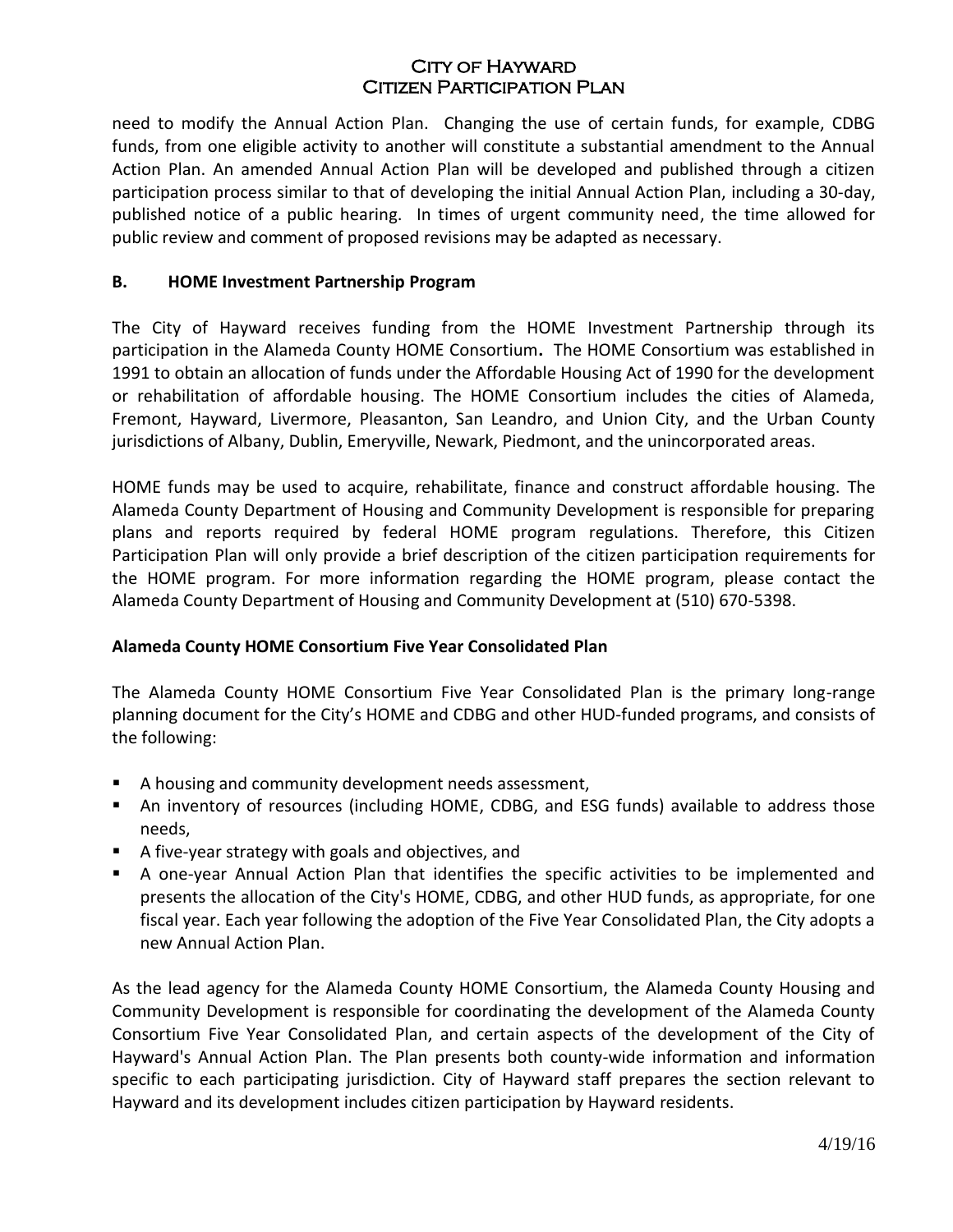need to modify the Annual Action Plan. Changing the use of certain funds, for example, CDBG funds, from one eligible activity to another will constitute a substantial amendment to the Annual Action Plan. An amended Annual Action Plan will be developed and published through a citizen participation process similar to that of developing the initial Annual Action Plan, including a 30-day, published notice of a public hearing. In times of urgent community need, the time allowed for public review and comment of proposed revisions may be adapted as necessary.

### B. HOME Investment Partnership Program

The City of Hayward receives funding from the HOME Investment Partnership through its participation in the Alameda County HOME Consortium**.** The HOME Consortium was established in 1991 to obtain an allocation of funds under the Affordable Housing Act of 1990 for the development or rehabilitation of affordable housing. The HOME Consortium includes the cities of Alameda, Fremont, Hayward, Livermore, Pleasanton, San Leandro, and Union City, and the Urban County jurisdictions of Albany, Dublin, Emeryville, Newark, Piedmont, and the unincorporated areas.

HOME funds may be used to acquire, rehabilitate, finance and construct affordable housing. The Alameda County Department of Housing and Community Development is responsible for preparing plans and reports required by federal HOME program regulations. Therefore, this Citizen Participation Plan will only provide a brief description of the citizen participation requirements for the HOME program. For more information regarding the HOME program, please contact the Alameda County Department of Housing and Community Development at (510) 670-5398.

#### Alameda County HOME Consortium Five Year Consolidated Plan

The Alameda County HOME Consortium Five Year Consolidated Plan is the primary long-range planning document for the City's HOME and CDBG and other HUD-funded programs, and consists of the following:

- A housing and community development needs assessment,
- An inventory of resources (including HOME, CDBG, and ESG funds) available to address those needs,
- A five-year strategy with goals and objectives, and
- A one-year Annual Action Plan that identifies the specific activities to be implemented and presents the allocation of the City's HOME, CDBG, and other HUD funds, as appropriate, for one fiscal year. Each year following the adoption of the Five Year Consolidated Plan, the City adopts a new Annual Action Plan.

As the lead agency for the Alameda County HOME Consortium, the Alameda County Housing and Community Development is responsible for coordinating the development of the Alameda County Consortium Five Year Consolidated Plan, and certain aspects of the development of the City of Hayward's Annual Action Plan. The Plan presents both county-wide information and information specific to each participating jurisdiction. City of Hayward staff prepares the section relevant to Hayward and its development includes citizen participation by Hayward residents.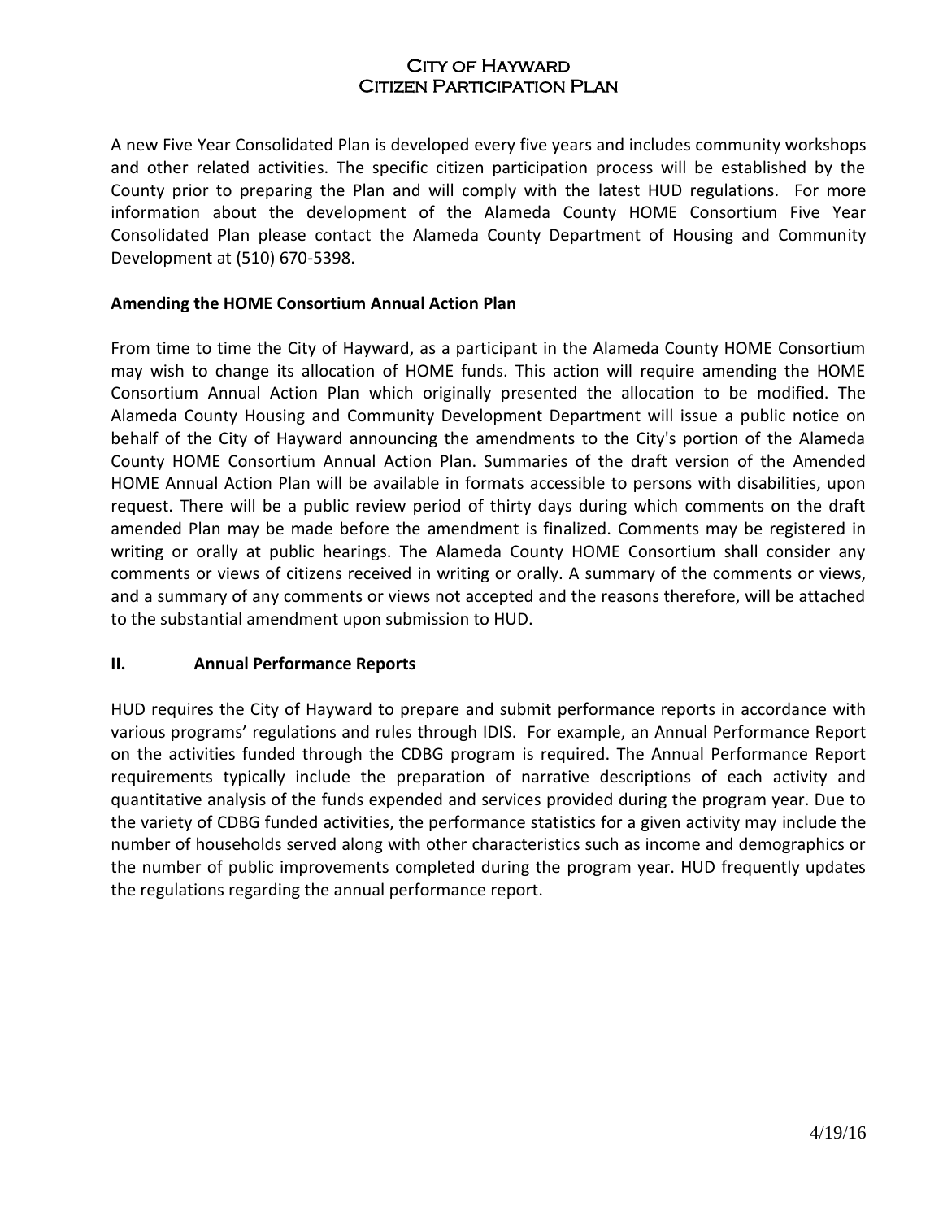A new Five Year Consolidated Plan is developed every five years and includes community workshops and other related activities. The specific citizen participation process will be established by the County prior to preparing the Plan and will comply with the latest HUD regulations. For more information about the development of the Alameda County HOME Consortium Five Year Consolidated Plan please contact the Alameda County Department of Housing and Community Development at (510) 670-5398.

**Amending the HOME Consortium Annual Action Plan**

From time to time the City of Hayward, as a participant in the Alameda County HOME Consortium may wish to change its allocation of HOME funds. This action will require amending the HOME Consortium Annual Action Plan which originally presented the allocation to be modified. The Alameda County Housing and Community Development Department will issue a public notice on behalf of the City of Hayward announcing the amendments to the City's portion of the Alameda County HOME Consortium Annual Action Plan. Summaries of the draft version of the Amended HOME Annual Action Plan will be available in formats accessible to persons with disabilities, upon request. There will be a public review period of thirty days during which comments on the draft amended Plan may be made before the amendment is finalized. Comments may be registered in writing or orally at public hearings. The Alameda County HOME Consortium shall consider any comments or views of citizens received in writing or orally. A summary of the comments or views, and a summary of any comments or views not accepted and the reasons therefore, will be attached to the substantial amendment upon submission to HUD.

## II. Annual Performance Reports

HUD requires the City of Hayward to prepare and submit performance reports in accordance with various programs' regulations and rules through IDIS. For example, an Annual Performance Report on the activities funded through the CDBG program is required. The Annual Performance Report requirements typically include the preparation of narrative descriptions of each activity and quantitative analysis of the funds expended and services provided during the program year. Due to the variety of CDBG funded activities, the performance statistics for a given activity may include the number of households served along with other characteristics such as income and demographics or the number of public improvements completed during the program year. HUD frequently updates the regulations regarding the annual performance report.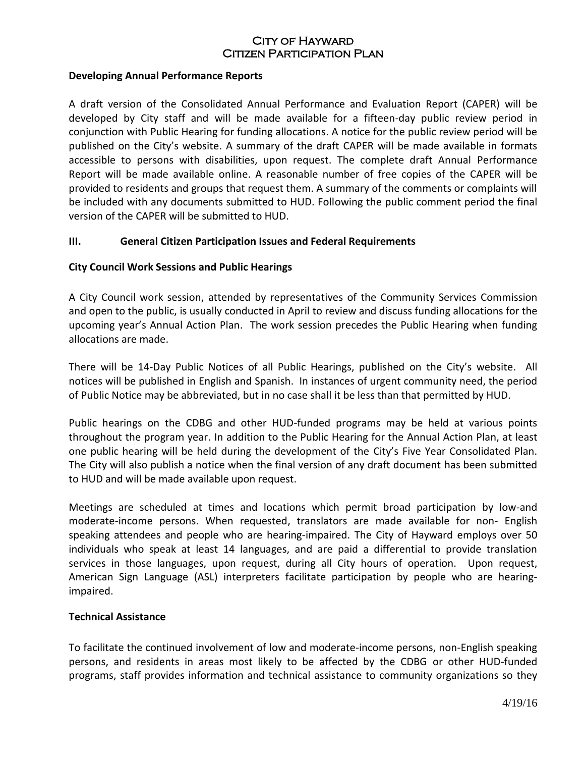## Developing Annual Performance Reports

A draft version of the Consolidated Annual Performance and Evaluation Report (CAPER) will be developed by City staff and will be made available for a fifteen-day public review period in conjunction with Public Hearing for funding allocations. A notice for the public review period will be published on the City's website. A summary of the draft CAPER will be made available in formats accessible to persons with disabilities, upon request. The complete draft Annual Performance Report will be made available online. A reasonable number of free copies of the CAPER will be provided to residents and groups that request them. A summary of the comments or complaints will be included with any documents submitted to HUD. Following the public comment period the final version of the CAPER will be submitted to HUD.

## III. General Citizen Participation Issues and Federal Requirements

### City Council Work Sessions and Public Hearings

A City Council work session, attended by representatives of the Community Services Commission and open to the public, is usually conducted in April to review and discuss funding allocations for the upcoming year's Annual Action Plan. The work session precedes the Public Hearing when funding allocations are made.

There will be 14-Day Public Notices of all Public Hearings, published on the City's website. All notices will be published in English and Spanish. In instances of urgent community need, the period of Public Notice may be abbreviated, but in no case shall it be less than that permitted by HUD.

Public hearings on the CDBG and other HUD-funded programs may be held at various points throughout the program year. In addition to the Public Hearing for the Annual Action Plan, at least one public hearing will be held during the development of the City's Five Year Consolidated Plan. The City will also publish a notice when the final version of any draft document has been submitted to HUD and will be made available upon request.

Meetings are scheduled at times and locations which permit broad participation by low-and moderate-income persons. When requested, translators are made available for non- English speaking attendees and people who are hearing-impaired. The City of Hayward employs over 50 individuals who speak at least 14 languages, and are paid a differential to provide translation services in those languages, upon request, during all City hours of operation. Upon request, American Sign Language (ASL) interpreters facilitate participation by people who are hearing-impaired.

### Technical Assistance

To facilitate the continued involvement of low and moderate-income persons, non-English speaking persons, and residents in areas most likely to be affected by the CDBG or other HUD-funded programs, staff provides information and technical assistance to community organizations so they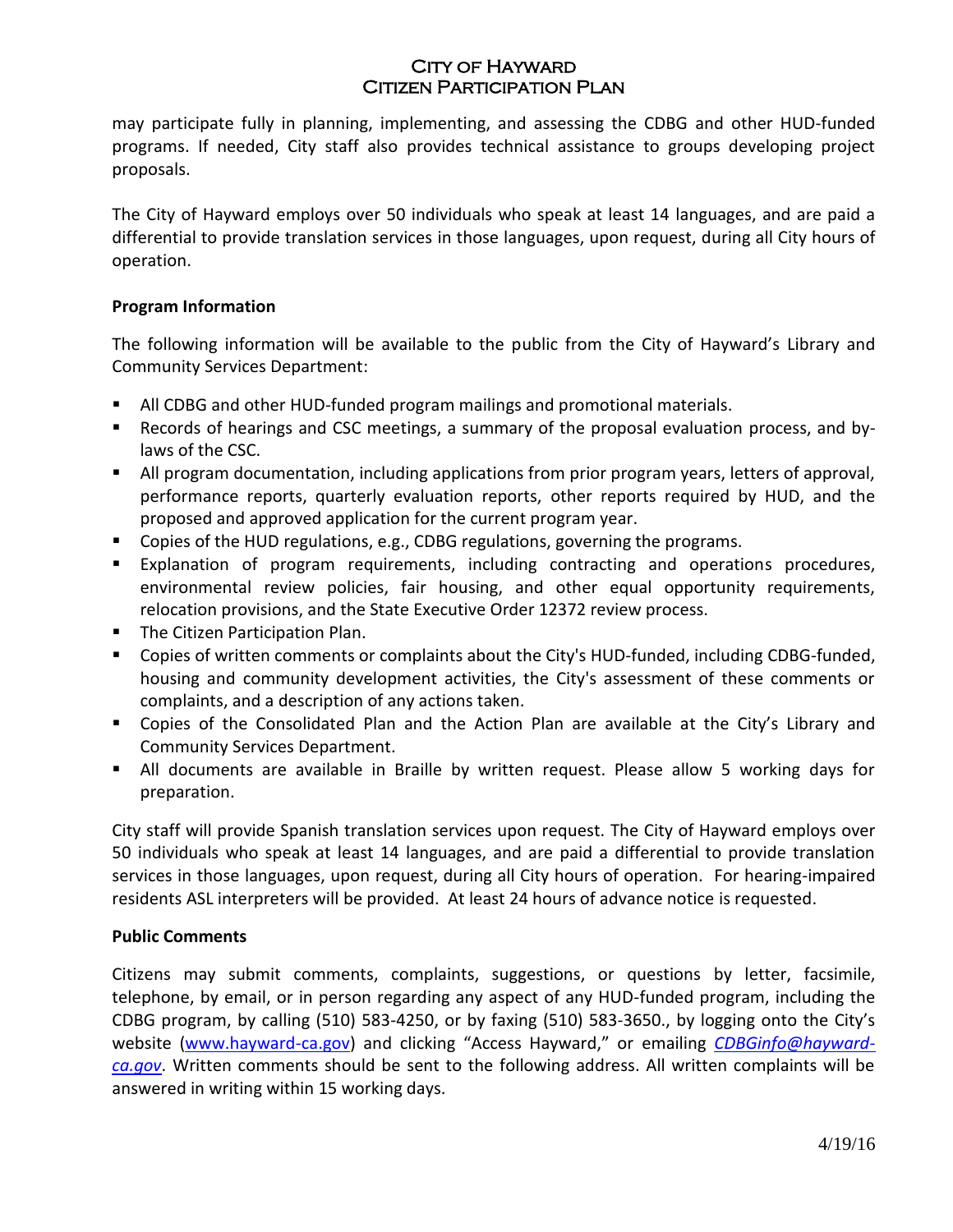may participate fully in planning, implementing, and assessing the CDBG and other HUD-funded programs. If needed, City staff also provides technical assistance to groups developing project proposals.

The City of Hayward employs over 50 individuals who speak at least 14 languages, and are paid a differential to provide translation services in those languages, upon request, during all City hours of operation.

**Program Information**

The following information will be available to the public from the City of Hayward's Library and Community Services Department:

- All CDBG and other HUD-funded program mailings and promotional materials.
- Records of hearings and CSC meetings, a summary of the proposal evaluation process, and by-laws of the CSC.
- All program documentation, including applications from prior program years, letters of approval, performance reports, quarterly evaluation reports, other reports required by HUD, and the proposed and approved application for the current program year.
- Copies of the HUD regulations, e.g., CDBG regulations, governing the programs.
- Explanation of program requirements, including contracting and operations procedures, environmental review policies, fair housing, and other equal opportunity requirements, relocation provisions, and the State Executive Order 12372 review process.
- The Citizen Participation Plan.
- Copies of written comments or complaints about the City's HUD-funded, including CDBG-funded, housing and community development activities, the City's assessment of these comments or complaints, and a description of any actions taken.
- Copies of the Consolidated Plan and the Action Plan are available at the City's Library and Community Services Department.
- All documents are available in Braille by written request. Please allow 5 working days for preparation.

City staff will provide Spanish translation services upon request. The City of Hayward employs over 50 individuals who speak at least 14 languages, and are paid a differential to provide translation services in those languages, upon request, during all City hours of operation. For hearing-impaired residents ASL interpreters will be provided. At least 24 hours of advance notice is requested.

**Public Comments**

Citizens may submit comments, complaints, suggestions, or questions by letter, facsimile, telephone, by email, or in person regarding any aspect of any HUD-funded program, including the CDBG program, by calling (510) 583-4250, or by faxing (510) 583-3650., by logging onto the City's website (www.hayward-ca.gov) and clicking "Access Hayward," or emailing *CDBGinfo@hayward-ca.gov*. Written comments should be sent to the following address. All written complaints will be answered in writing within 15 working days.

4/19/16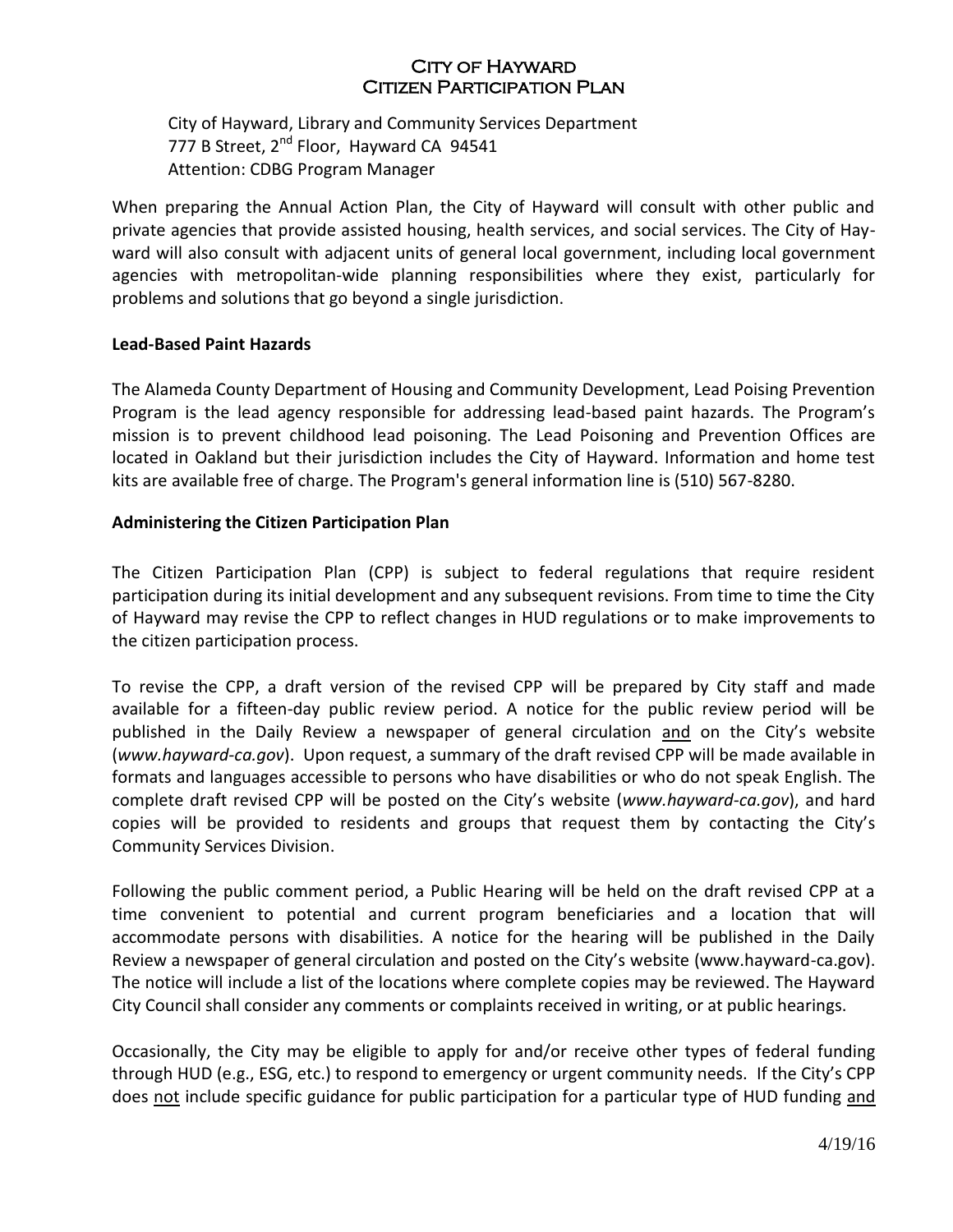City of Hayward, Library and Community Services Department
777 B Street, 2nd Floor, Hayward CA 94541
Attention: CDBG Program Manager

When preparing the Annual Action Plan, the City of Hayward will consult with other public and private agencies that provide assisted housing, health services, and social services. The City of Hayward will also consult with adjacent units of general local government, including local government agencies with metropolitan-wide planning responsibilities where they exist, particularly for problems and solutions that go beyond a single jurisdiction.

**Lead-Based Paint Hazards**

The Alameda County Department of Housing and Community Development, Lead Poising Prevention Program is the lead agency responsible for addressing lead-based paint hazards. The Program's mission is to prevent childhood lead poisoning. The Lead Poisoning and Prevention Offices are located in Oakland but their jurisdiction includes the City of Hayward. Information and home test kits are available free of charge. The Program's general information line is (510) 567-8280.

**Administering the Citizen Participation Plan**

The Citizen Participation Plan (CPP) is subject to federal regulations that require resident participation during its initial development and any subsequent revisions. From time to time the City of Hayward may revise the CPP to reflect changes in HUD regulations or to make improvements to the citizen participation process.

To revise the CPP, a draft version of the revised CPP will be prepared by City staff and made available for a fifteen-day public review period. A notice for the public review period will be published in the Daily Review a newspaper of general circulation and on the City's website (*www.hayward-ca.gov*). Upon request, a summary of the draft revised CPP will be made available in formats and languages accessible to persons who have disabilities or who do not speak English. The complete draft revised CPP will be posted on the City's website (*www.hayward-ca.gov*), and hard copies will be provided to residents and groups that request them by contacting the City's Community Services Division.

Following the public comment period, a Public Hearing will be held on the draft revised CPP at a time convenient to potential and current program beneficiaries and a location that will accommodate persons with disabilities. A notice for the hearing will be published in the Daily Review a newspaper of general circulation and posted on the City's website (www.hayward-ca.gov). The notice will include a list of the locations where complete copies may be reviewed. The Hayward City Council shall consider any comments or complaints received in writing, or at public hearings.

Occasionally, the City may be eligible to apply for and/or receive other types of federal funding through HUD (e.g., ESG, etc.) to respond to emergency or urgent community needs. If the City's CPP does not include specific guidance for public participation for a particular type of HUD funding and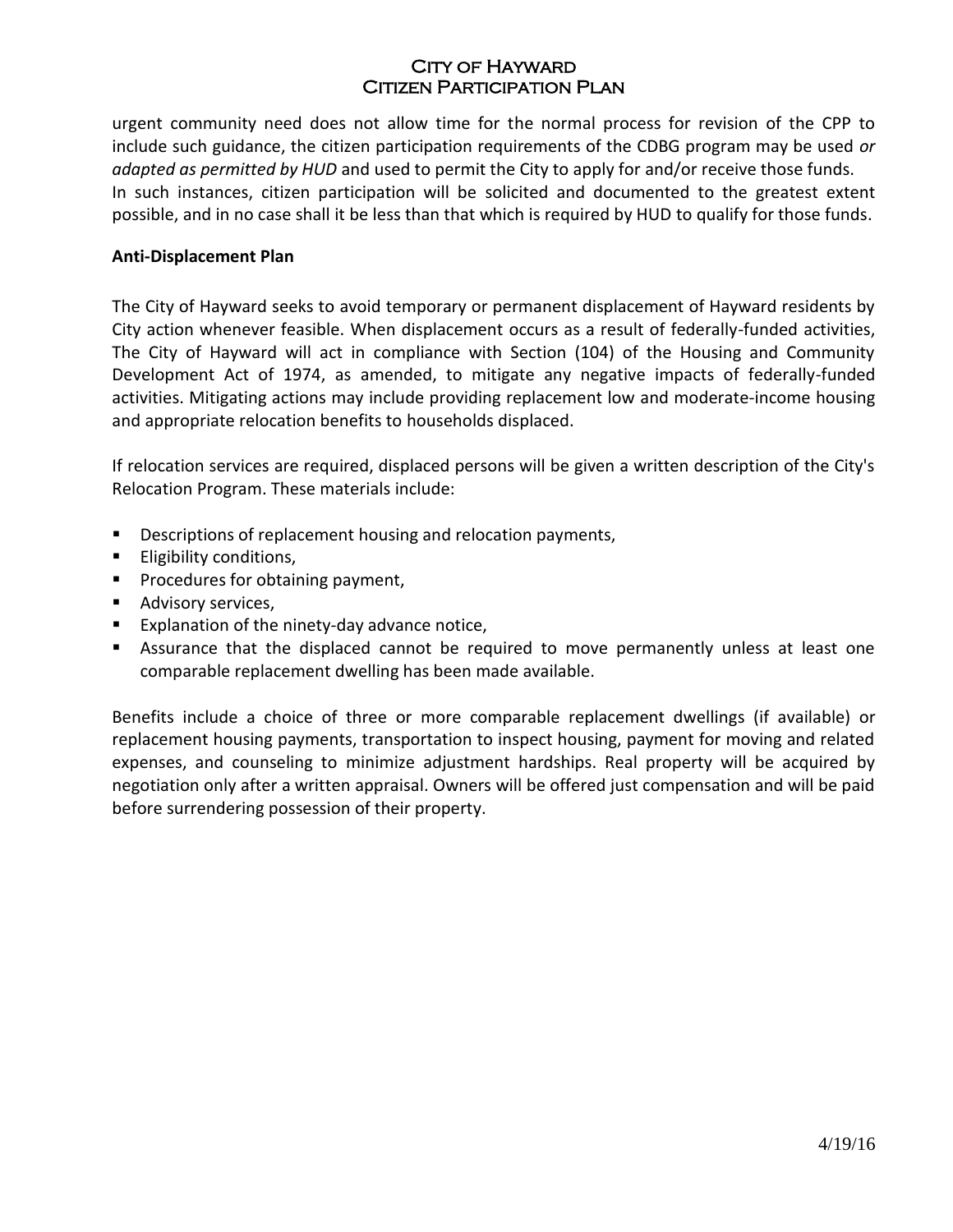urgent community need does not allow time for the normal process for revision of the CPP to include such guidance, the citizen participation requirements of the CDBG program may be used *or adapted as permitted by HUD* and used to permit the City to apply for and/or receive those funds. In such instances, citizen participation will be solicited and documented to the greatest extent possible, and in no case shall it be less than that which is required by HUD to qualify for those funds.

**Anti-Displacement Plan**

The City of Hayward seeks to avoid temporary or permanent displacement of Hayward residents by City action whenever feasible. When displacement occurs as a result of federally-funded activities, The City of Hayward will act in compliance with Section (104) of the Housing and Community Development Act of 1974, as amended, to mitigate any negative impacts of federally-funded activities. Mitigating actions may include providing replacement low and moderate-income housing and appropriate relocation benefits to households displaced.

If relocation services are required, displaced persons will be given a written description of the City's Relocation Program. These materials include:

- Descriptions of replacement housing and relocation payments,
- Eligibility conditions,
- Procedures for obtaining payment,
- Advisory services,
- Explanation of the ninety-day advance notice,
- Assurance that the displaced cannot be required to move permanently unless at least one comparable replacement dwelling has been made available.

Benefits include a choice of three or more comparable replacement dwellings (if available) or replacement housing payments, transportation to inspect housing, payment for moving and related expenses, and counseling to minimize adjustment hardships. Real property will be acquired by negotiation only after a written appraisal. Owners will be offered just compensation and will be paid before surrendering possession of their property.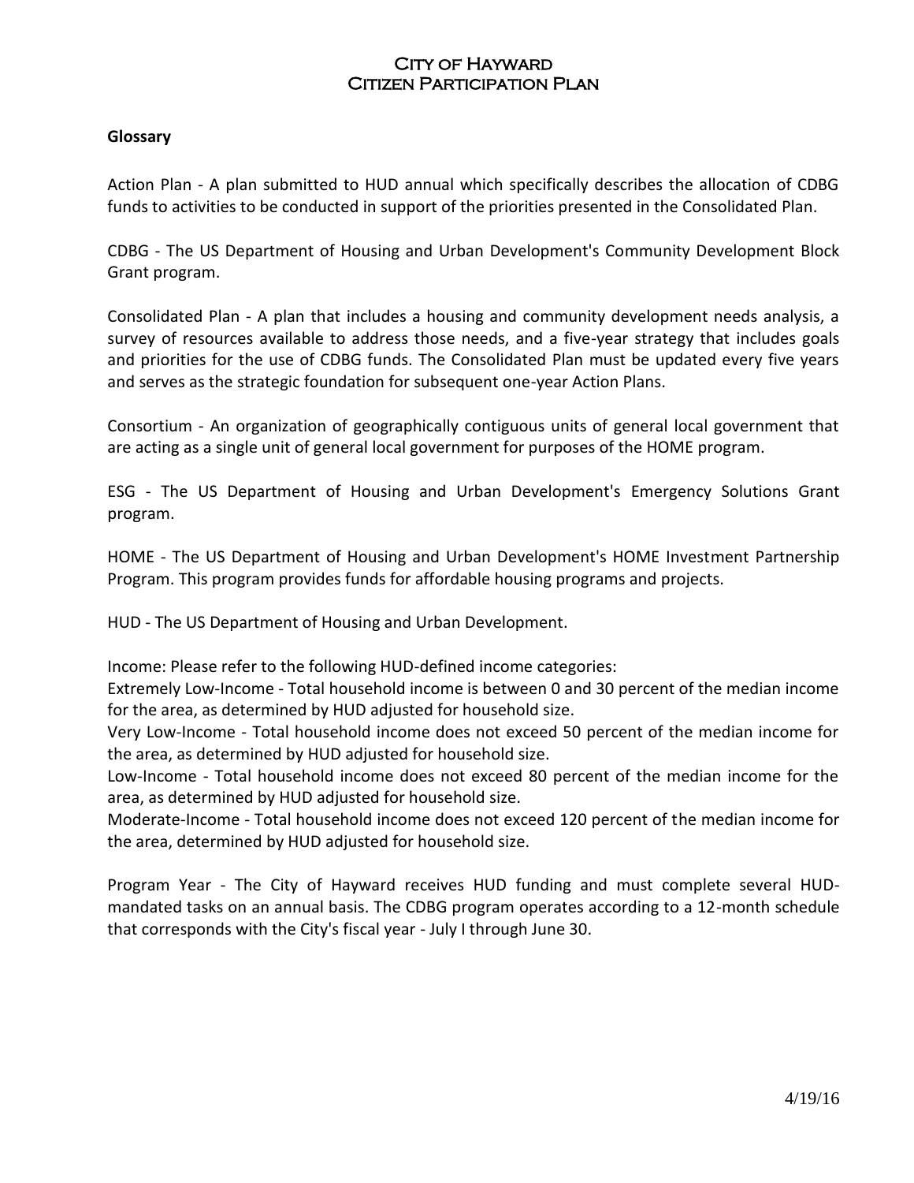## Glossary

Action Plan - A plan submitted to HUD annual which specifically describes the allocation of CDBG funds to activities to be conducted in support of the priorities presented in the Consolidated Plan.

CDBG - The US Department of Housing and Urban Development's Community Development Block Grant program.

Consolidated Plan - A plan that includes a housing and community development needs analysis, a survey of resources available to address those needs, and a five-year strategy that includes goals and priorities for the use of CDBG funds. The Consolidated Plan must be updated every five years and serves as the strategic foundation for subsequent one-year Action Plans.

Consortium - An organization of geographically contiguous units of general local government that are acting as a single unit of general local government for purposes of the HOME program.

ESG - The US Department of Housing and Urban Development's Emergency Solutions Grant program.

HOME - The US Department of Housing and Urban Development's HOME Investment Partnership Program. This program provides funds for affordable housing programs and projects.

HUD - The US Department of Housing and Urban Development.

Income: Please refer to the following HUD-defined income categories:
Extremely Low-Income - Total household income is between 0 and 30 percent of the median income for the area, as determined by HUD adjusted for household size.
Very Low-Income - Total household income does not exceed 50 percent of the median income for the area, as determined by HUD adjusted for household size.
Low-Income - Total household income does not exceed 80 percent of the median income for the area, as determined by HUD adjusted for household size.
Moderate-Income - Total household income does not exceed 120 percent of the median income for the area, determined by HUD adjusted for household size.

Program Year - The City of Hayward receives HUD funding and must complete several HUD-mandated tasks on an annual basis. The CDBG program operates according to a 12-month schedule that corresponds with the City's fiscal year - July I through June 30.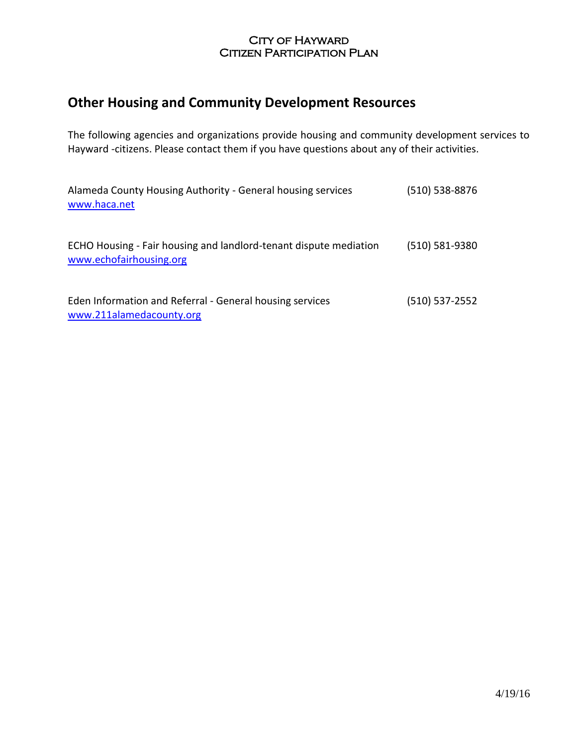## Other Housing and Community Development Resources

The following agencies and organizations provide housing and community development services to Hayward -citizens. Please contact them if you have questions about any of their activities.

Alameda County Housing Authority - General housing services (510) 538-8876
www.haca.net

ECHO Housing - Fair housing and landlord-tenant dispute mediation (510) 581-9380
www.echofairhousing.org

Eden Information and Referral - General housing services (510) 537-2552
www.211alamedacounty.org

4/19/16